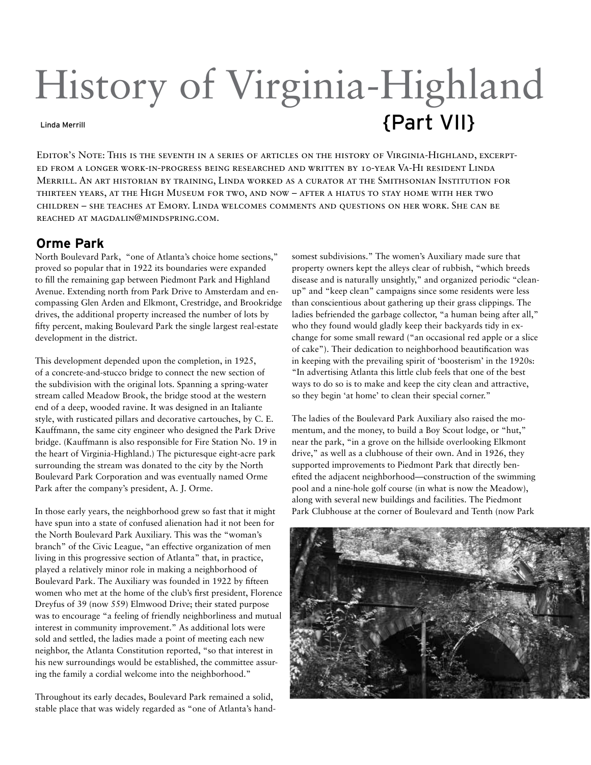# History of Virginia-Highland

Linda Merrill

{Part VII}

Editor's Note: This is the seventh in a series of articles on the history of Virginia-Highland, excerpted from a longer work-in-progress being researched and written by 10-year Va-Hi resident Linda Merrill. An art historian by training, Linda worked as a curator at the Smithsonian Institution for thirteen years, at the High Museum for two, and now – after a hiatus to stay home with her two children – she teaches at Emory. Linda welcomes comments and questions on her work. She can be reached at magdalin@mindspring.com.

## Orme Park

North Boulevard Park, "one of Atlanta's choice home sections," proved so popular that in 1922 its boundaries were expanded to fill the remaining gap between Piedmont Park and Highland Avenue. Extending north from Park Drive to Amsterdam and encompassing Glen Arden and Elkmont, Crestridge, and Brookridge drives, the additional property increased the number of lots by fifty percent, making Boulevard Park the single largest real-estate development in the district.

This development depended upon the completion, in 1925, of a concrete-and-stucco bridge to connect the new section of the subdivision with the original lots. Spanning a spring-water stream called Meadow Brook, the bridge stood at the western end of a deep, wooded ravine. It was designed in an Italiante style, with rusticated pillars and decorative cartouches, by C. E. Kauffmann, the same city engineer who designed the Park Drive bridge. (Kauffmann is also responsible for Fire Station No. 19 in the heart of Virginia-Highland.) The picturesque eight-acre park surrounding the stream was donated to the city by the North Boulevard Park Corporation and was eventually named Orme Park after the company's president, A. J. Orme.

In those early years, the neighborhood grew so fast that it might have spun into a state of confused alienation had it not been for the North Boulevard Park Auxiliary. This was the "woman's branch" of the Civic League, "an effective organization of men living in this progressive section of Atlanta" that, in practice, played a relatively minor role in making a neighborhood of Boulevard Park. The Auxiliary was founded in 1922 by fifteen women who met at the home of the club's first president, Florence Dreyfus of 39 (now 559) Elmwood Drive; their stated purpose was to encourage "a feeling of friendly neighborliness and mutual interest in community improvement." As additional lots were sold and settled, the ladies made a point of meeting each new neighbor, the Atlanta Constitution reported, "so that interest in his new surroundings would be established, the committee assuring the family a cordial welcome into the neighborhood."

Throughout its early decades, Boulevard Park remained a solid, stable place that was widely regarded as "one of Atlanta's handsomest subdivisions." The women's Auxiliary made sure that property owners kept the alleys clear of rubbish, "which breeds disease and is naturally unsightly," and organized periodic "clean-up" and "keep clean" campaigns since some residents were less than conscientious about gathering up their grass clippings. The ladies befriended the garbage collector, "a human being after all," who they found would gladly keep their backyards tidy in exchange for some small reward ("an occasional red apple or a slice of cake"). Their dedication to neighborhood beautification was in keeping with the prevailing spirit of 'boosterism' in the 1920s: "In advertising Atlanta this little club feels that one of the best ways to do so is to make and keep the city clean and attractive, so they begin 'at home' to clean their special corner."

The ladies of the Boulevard Park Auxiliary also raised the momentum, and the money, to build a Boy Scout lodge, or "hut," near the park, "in a grove on the hillside overlooking Elkmont drive," as well as a clubhouse of their own. And in 1926, they supported improvements to Piedmont Park that directly benefited the adjacent neighborhood—construction of the swimming pool and a nine-hole golf course (in what is now the Meadow), along with several new buildings and facilities. The Piedmont Park Clubhouse at the corner of Boulevard and Tenth (now Park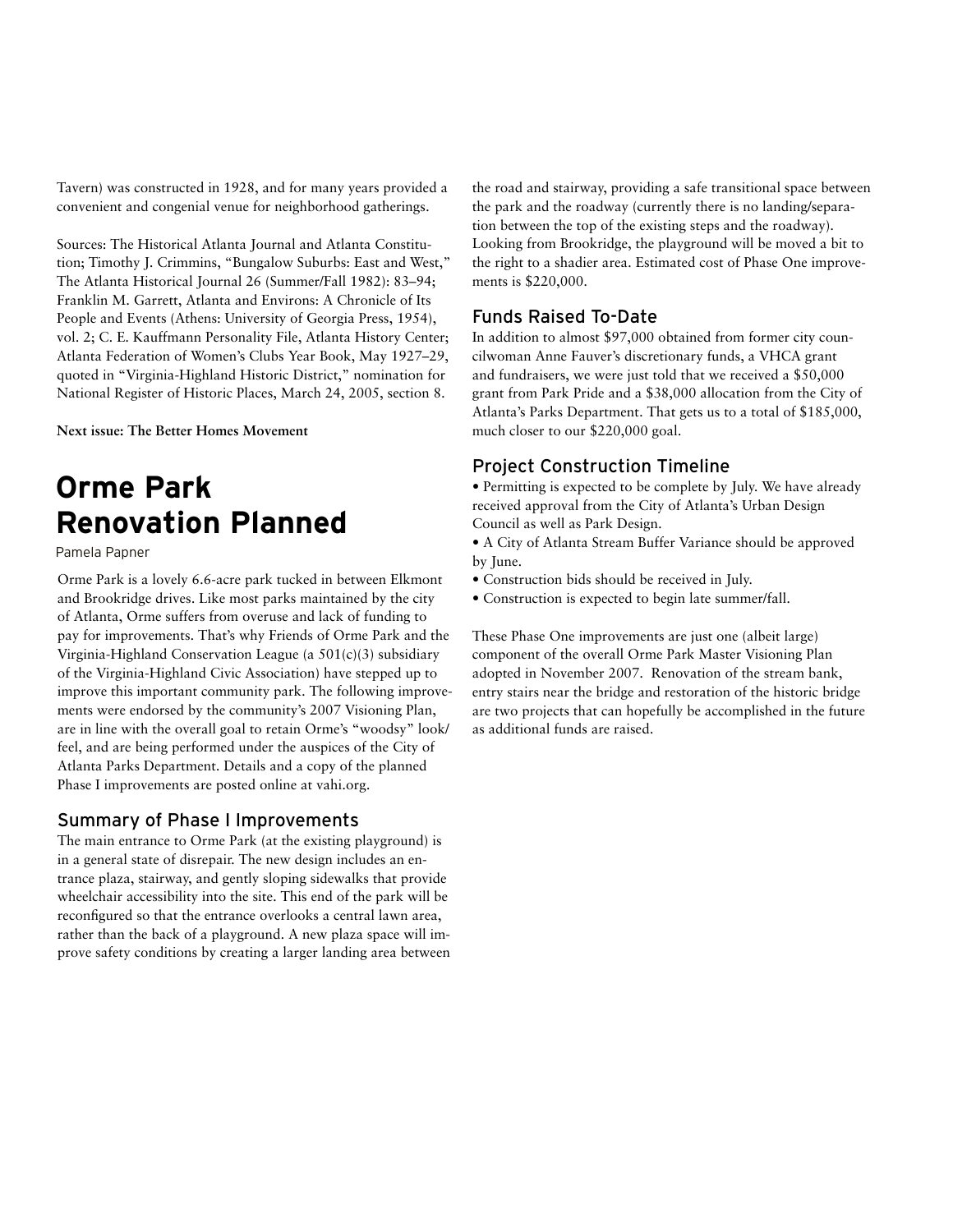Tavern) was constructed in 1928, and for many years provided a convenient and congenial venue for neighborhood gatherings.

Sources: The Historical Atlanta Journal and Atlanta Constitution; Timothy J. Crimmins, "Bungalow Suburbs: East and West," The Atlanta Historical Journal 26 (Summer/Fall 1982): 83–94; Franklin M. Garrett, Atlanta and Environs: A Chronicle of Its People and Events (Athens: University of Georgia Press, 1954), vol. 2; C. E. Kauffmann Personality File, Atlanta History Center; Atlanta Federation of Women's Clubs Year Book, May 1927–29, quoted in "Virginia-Highland Historic District," nomination for National Register of Historic Places, March 24, 2005, section 8.

**Next issue: The Better Homes Movement**

# Orme Park Renovation Planned

Pamela Papner

Orme Park is a lovely 6.6-acre park tucked in between Elkmont and Brookridge drives. Like most parks maintained by the city of Atlanta, Orme suffers from overuse and lack of funding to pay for improvements. That's why Friends of Orme Park and the Virginia-Highland Conservation League (a 501(c)(3) subsidiary of the Virginia-Highland Civic Association) have stepped up to improve this important community park. The following improvements were endorsed by the community's 2007 Visioning Plan, are in line with the overall goal to retain Orme's "woodsy" look/feel, and are being performed under the auspices of the City of Atlanta Parks Department. Details and a copy of the planned Phase I improvements are posted online at vahi.org.

## Summary of Phase I Improvements

The main entrance to Orme Park (at the existing playground) is in a general state of disrepair. The new design includes an entrance plaza, stairway, and gently sloping sidewalks that provide wheelchair accessibility into the site. This end of the park will be reconfigured so that the entrance overlooks a central lawn area, rather than the back of a playground. A new plaza space will improve safety conditions by creating a larger landing area between the road and stairway, providing a safe transitional space between the park and the roadway (currently there is no landing/separation between the top of the existing steps and the roadway). Looking from Brookridge, the playground will be moved a bit to the right to a shadier area. Estimated cost of Phase One improvements is $220,000.

## Funds Raised To-Date

In addition to almost $97,000 obtained from former city councilwoman Anne Fauver's discretionary funds, a VHCA grant and fundraisers, we were just told that we received a $50,000 grant from Park Pride and a $38,000 allocation from the City of Atlanta's Parks Department. That gets us to a total of $185,000, much closer to our $220,000 goal.

## Project Construction Timeline

- Permitting is expected to be complete by July. We have already received approval from the City of Atlanta's Urban Design Council as well as Park Design.
- A City of Atlanta Stream Buffer Variance should be approved by June.
- Construction bids should be received in July.
- Construction is expected to begin late summer/fall.

These Phase One improvements are just one (albeit large) component of the overall Orme Park Master Visioning Plan adopted in November 2007. Renovation of the stream bank, entry stairs near the bridge and restoration of the historic bridge are two projects that can hopefully be accomplished in the future as additional funds are raised.